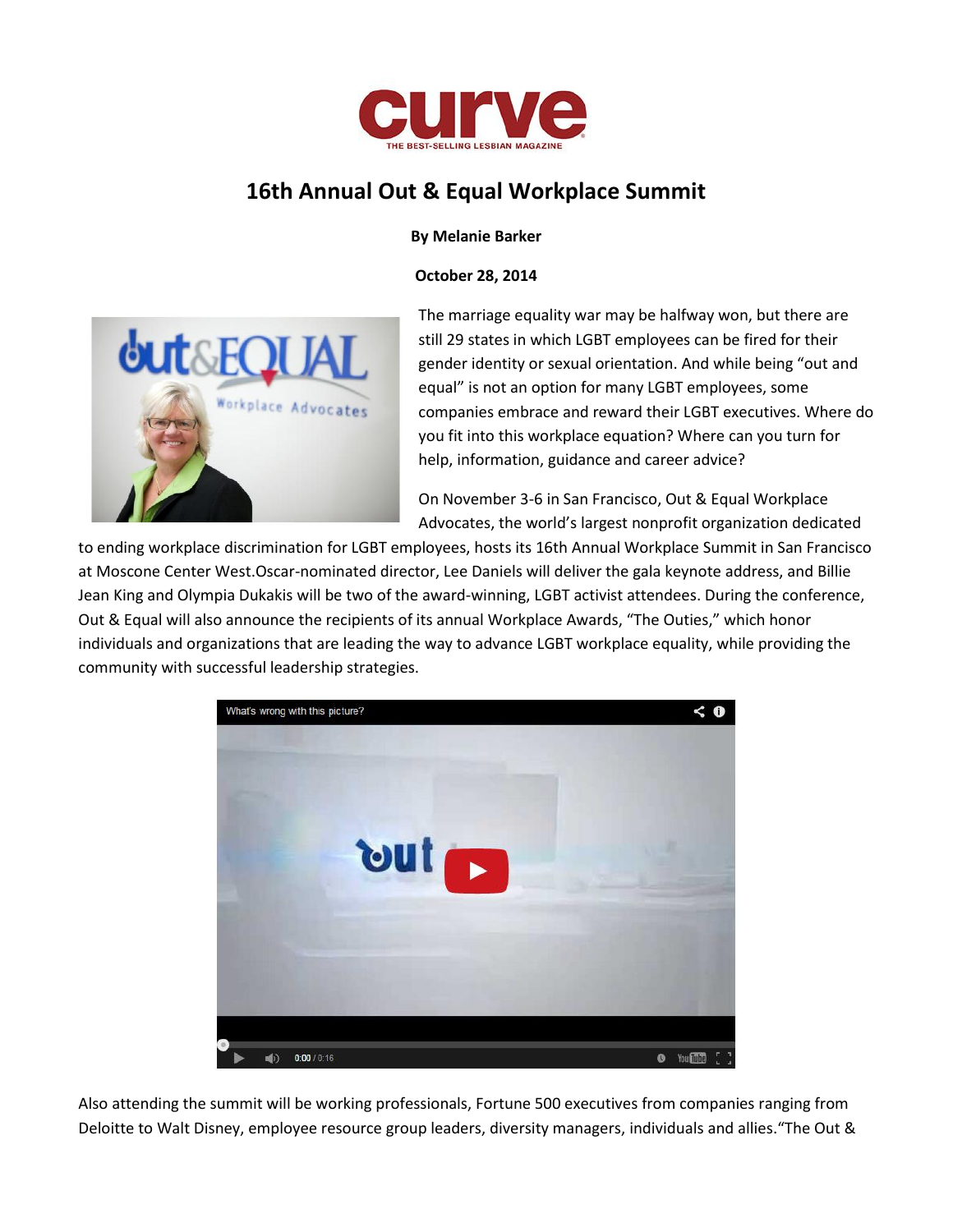# 16th Annual Out & Equal Workplace Summit

**By Melanie Barker**

**October 28, 2014**

The marriage equality war may be halfway won, but there are still 29 states in which LGBT employees can be fired for their gender identity or sexual orientation. And while being "out and equal" is not an option for many LGBT employees, some companies embrace and reward their LGBT executives. Where do you fit into this workplace equation? Where can you turn for help, information, guidance and career advice?

On November 3-6 in San Francisco, Out & Equal Workplace Advocates, the world's largest nonprofit organization dedicated to ending workplace discrimination for LGBT employees, hosts its 16th Annual Workplace Summit in San Francisco at Moscone Center West.Oscar-nominated director, Lee Daniels will deliver the gala keynote address, and Billie Jean King and Olympia Dukakis will be two of the award-winning, LGBT activist attendees. During the conference, Out & Equal will also announce the recipients of its annual Workplace Awards, "The Outies," which honor individuals and organizations that are leading the way to advance LGBT workplace equality, while providing the community with successful leadership strategies.

Also attending the summit will be working professionals, Fortune 500 executives from companies ranging from Deloitte to Walt Disney, employee resource group leaders, diversity managers, individuals and allies."The Out &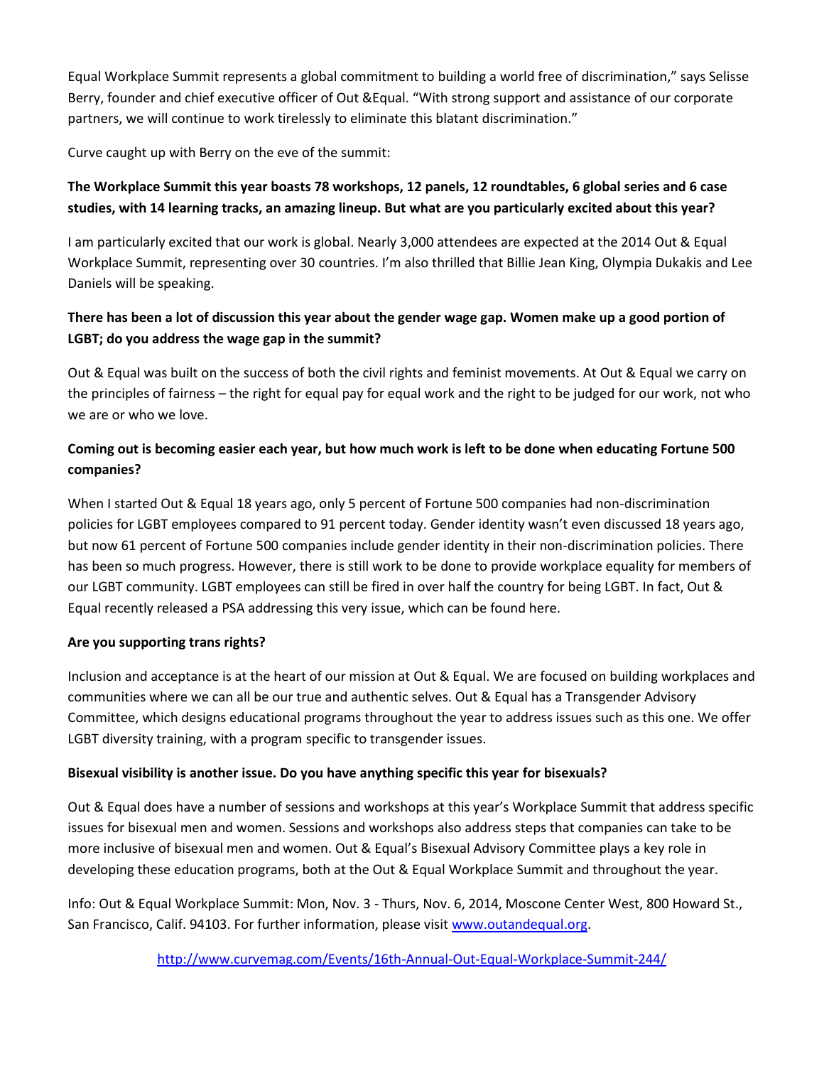Equal Workplace Summit represents a global commitment to building a world free of discrimination," says Selisse Berry, founder and chief executive officer of Out &Equal. "With strong support and assistance of our corporate partners, we will continue to work tirelessly to eliminate this blatant discrimination."

Curve caught up with Berry on the eve of the summit:

**The Workplace Summit this year boasts 78 workshops, 12 panels, 12 roundtables, 6 global series and 6 case studies, with 14 learning tracks, an amazing lineup. But what are you particularly excited about this year?**

I am particularly excited that our work is global. Nearly 3,000 attendees are expected at the 2014 Out & Equal Workplace Summit, representing over 30 countries. I'm also thrilled that Billie Jean King, Olympia Dukakis and Lee Daniels will be speaking.

**There has been a lot of discussion this year about the gender wage gap. Women make up a good portion of LGBT; do you address the wage gap in the summit?**

Out & Equal was built on the success of both the civil rights and feminist movements. At Out & Equal we carry on the principles of fairness – the right for equal pay for equal work and the right to be judged for our work, not who we are or who we love.

**Coming out is becoming easier each year, but how much work is left to be done when educating Fortune 500 companies?**

When I started Out & Equal 18 years ago, only 5 percent of Fortune 500 companies had non-discrimination policies for LGBT employees compared to 91 percent today. Gender identity wasn't even discussed 18 years ago, but now 61 percent of Fortune 500 companies include gender identity in their non-discrimination policies. There has been so much progress. However, there is still work to be done to provide workplace equality for members of our LGBT community. LGBT employees can still be fired in over half the country for being LGBT. In fact, Out & Equal recently released a PSA addressing this very issue, which can be found here.

**Are you supporting trans rights?**

Inclusion and acceptance is at the heart of our mission at Out & Equal. We are focused on building workplaces and communities where we can all be our true and authentic selves. Out & Equal has a Transgender Advisory Committee, which designs educational programs throughout the year to address issues such as this one. We offer LGBT diversity training, with a program specific to transgender issues.

**Bisexual visibility is another issue. Do you have anything specific this year for bisexuals?**

Out & Equal does have a number of sessions and workshops at this year's Workplace Summit that address specific issues for bisexual men and women. Sessions and workshops also address steps that companies can take to be more inclusive of bisexual men and women. Out & Equal's Bisexual Advisory Committee plays a key role in developing these education programs, both at the Out & Equal Workplace Summit and throughout the year.

Info: Out & Equal Workplace Summit: Mon, Nov. 3 - Thurs, Nov. 6, 2014, Moscone Center West, 800 Howard St., San Francisco, Calif. 94103. For further information, please visit [www.outandequal.org](http://www.outandequal.org).

[http://www.curvemag.com/Events/16th-Annual-Out-Equal-Workplace-Summit-244/](http://www.curvemag.com/Events/16th-Annual-Out-Equal-Workplace-Summit-244/)